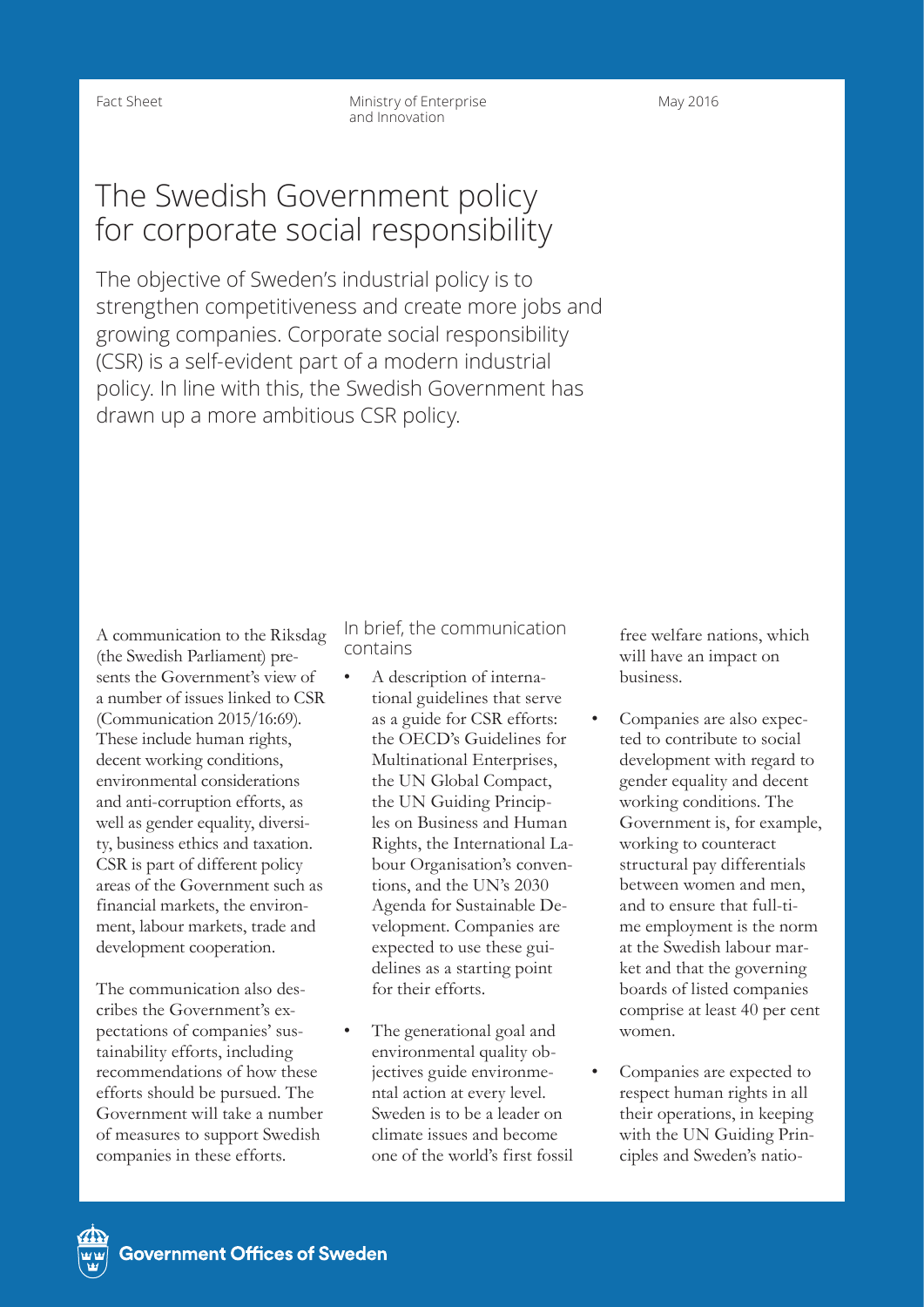Fact Sheet

Ministry of Enterprise and Innovation

May 2016

# The Swedish Government policy for corporate social responsibility

The objective of Sweden's industrial policy is to strengthen competitiveness and create more jobs and growing companies. Corporate social responsibility (CSR) is a self-evident part of a modern industrial policy. In line with this, the Swedish Government has drawn up a more ambitious CSR policy.

A communication to the Riksdag (the Swedish Parliament) presents the Government's view of a number of issues linked to CSR (Communication 2015/16:69). These include human rights, decent working conditions, environmental considerations and anti-corruption efforts, as well as gender equality, diversity, business ethics and taxation. CSR is part of different policy areas of the Government such as financial markets, the environment, labour markets, trade and development cooperation.

The communication also describes the Government's expectations of companies' sustainability efforts, including recommendations of how these efforts should be pursued. The Government will take a number of measures to support Swedish companies in these efforts.

## In brief, the communication contains

- A description of international guidelines that serve as a guide for CSR efforts: the OECD's Guidelines for Multinational Enterprises, the UN Global Compact, the UN Guiding Principles on Business and Human Rights, the International Labour Organisation's conventions, and the UN's 2030 Agenda for Sustainable Development. Companies are expected to use these guidelines as a starting point for their efforts.
- The generational goal and environmental quality objectives guide environmental action at every level. Sweden is to be a leader on climate issues and become one of the world's first fossil free welfare nations, which will have an impact on business.
- Companies are also expected to contribute to social development with regard to gender equality and decent working conditions. The Government is, for example, working to counteract structural pay differentials between women and men, and to ensure that full-time employment is the norm at the Swedish labour market and that the governing boards of listed companies comprise at least 40 per cent women.
- Companies are expected to respect human rights in all their operations, in keeping with the UN Guiding Principles and Sweden's natio-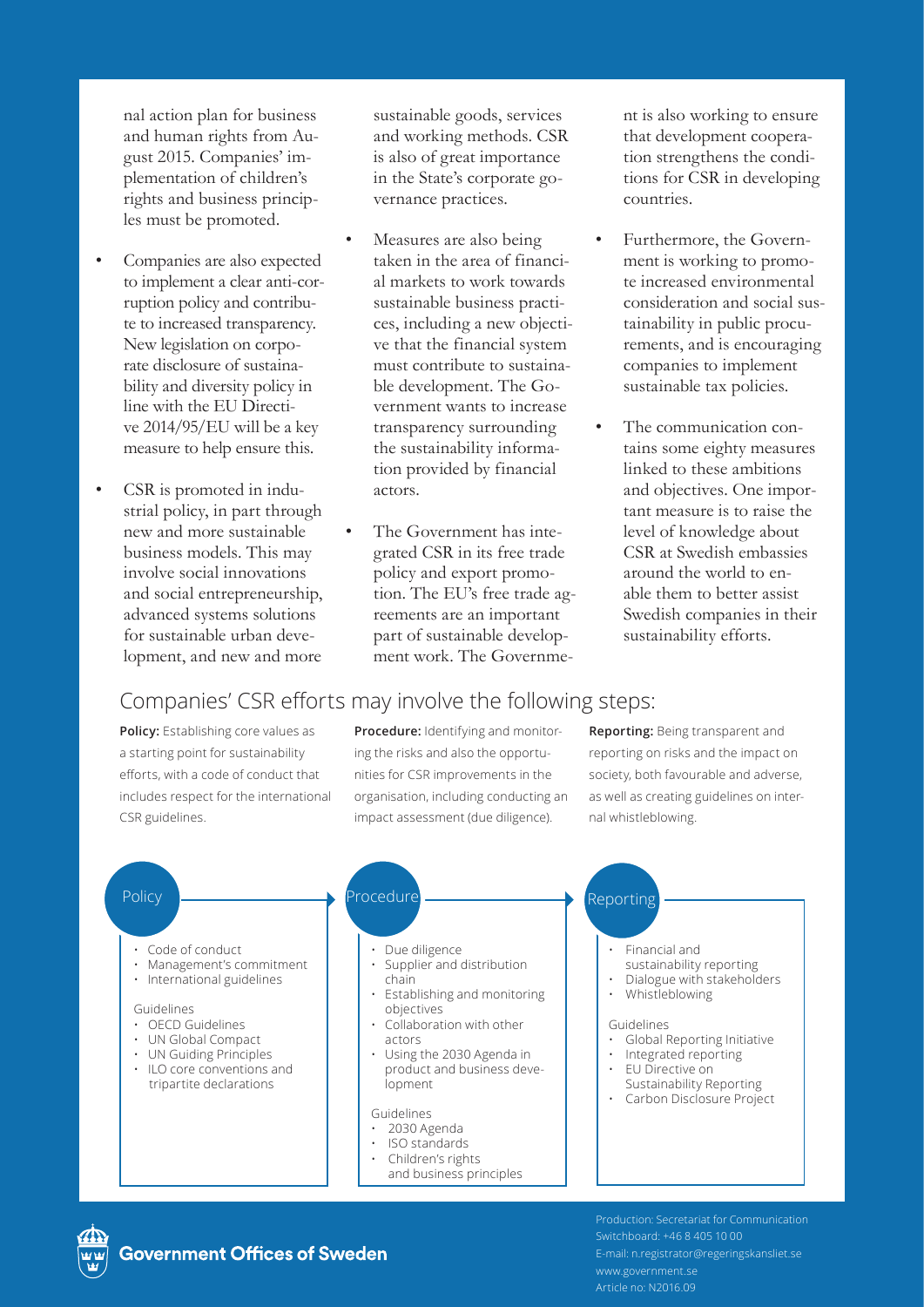nal action plan for business and human rights from August 2015. Companies' implementation of children's rights and business principles must be promoted.

- Companies are also expected to implement a clear anti-corruption policy and contribute to increased transparency. New legislation on corporate disclosure of sustainability and diversity policy in line with the EU Directive 2014/95/EU will be a key measure to help ensure this.
- CSR is promoted in industrial policy, in part through new and more sustainable business models. This may involve social innovations and social entrepreneurship, advanced systems solutions for sustainable urban development, and new and more sustainable goods, services and working methods. CSR is also of great importance in the State's corporate governance practices.
- Measures are also being taken in the area of financial markets to work towards sustainable business practices, including a new objective that the financial system must contribute to sustainable development. The Government wants to increase transparency surrounding the sustainability information provided by financial actors.
- The Government has integrated CSR in its free trade policy and export promotion. The EU's free trade agreements are an important part of sustainable development work. The Government is also working to ensure that development cooperation strengthens the conditions for CSR in developing countries.
- Furthermore, the Government is working to promote increased environmental consideration and social sustainability in public procurements, and is encouraging companies to implement sustainable tax policies.
- The communication contains some eighty measures linked to these ambitions and objectives. One important measure is to raise the level of knowledge about CSR at Swedish embassies around the world to enable them to better assist Swedish companies in their sustainability efforts.

## Companies' CSR efforts may involve the following steps:

**Policy:** Establishing core values as a starting point for sustainability efforts, with a code of conduct that includes respect for the international CSR guidelines.

**Procedure:** Identifying and monitoring the risks and also the opportunities for CSR improvements in the organisation, including conducting an impact assessment (due diligence).

**Reporting:** Being transparent and reporting on risks and the impact on society, both favourable and adverse, as well as creating guidelines on internal whistleblowing.

Policy

- Code of conduct
- Management's commitment
- International guidelines

Guidelines

- OECD Guidelines
- UN Global Compact
- UN Guiding Principles
- ILO core conventions and tripartite declarations

Procedure

- Due diligence
- Supplier and distribution chain
- Establishing and monitoring objectives
- Collaboration with other actors
- Using the 2030 Agenda in product and business development

Guidelines

- 2030 Agenda
- ISO standards
- Children's rights and business principles

Reporting

- Financial and sustainability reporting
- Dialogue with stakeholders
- Whistleblowing

Guidelines

- Global Reporting Initiative
- Integrated reporting
- EU Directive on Sustainability Reporting
- Carbon Disclosure Project

Government Offices of Sweden

Production: Secretariat for Communication
Switchboard: +46 8 405 10 00
E-mail: n.registrator@regeringskansliet.se
www.government.se
Article no: N2016.09